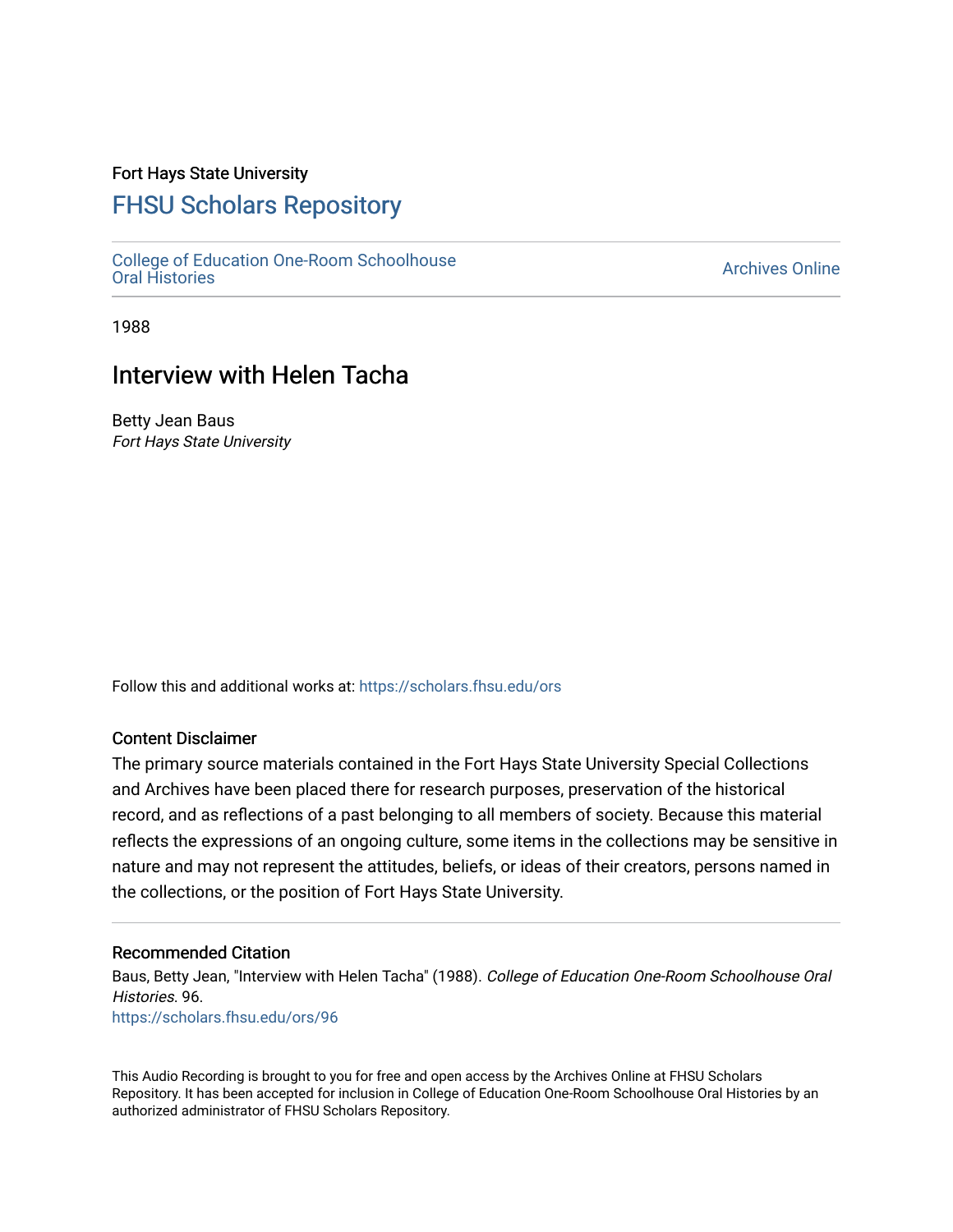Fort Hays State University

# FHSU Scholars Repository

College of Education One-Room Schoolhouse Oral Histories

Archives Online

1988

## Interview with Helen Tacha

Betty Jean Baus
*Fort Hays State University*

Follow this and additional works at: https://scholars.fhsu.edu/ors

### Content Disclaimer

The primary source materials contained in the Fort Hays State University Special Collections and Archives have been placed there for research purposes, preservation of the historical record, and as reflections of a past belonging to all members of society. Because this material reflects the expressions of an ongoing culture, some items in the collections may be sensitive in nature and may not represent the attitudes, beliefs, or ideas of their creators, persons named in the collections, or the position of Fort Hays State University.

### Recommended Citation

Baus, Betty Jean, "Interview with Helen Tacha" (1988). *College of Education One-Room Schoolhouse Oral Histories*. 96.
https://scholars.fhsu.edu/ors/96

This Audio Recording is brought to you for free and open access by the Archives Online at FHSU Scholars Repository. It has been accepted for inclusion in College of Education One-Room Schoolhouse Oral Histories by an authorized administrator of FHSU Scholars Repository.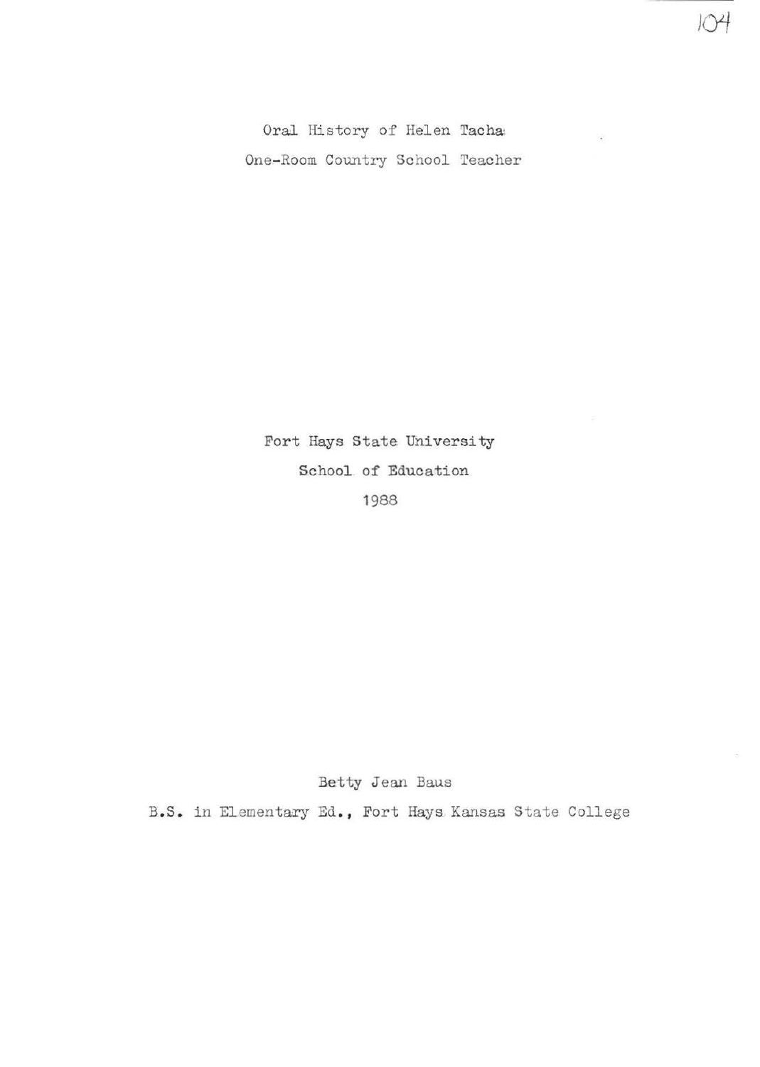# Oral History of Helen Tacha

## One-Room Country School Teacher

Fort Hays State University

School of Education

1988

Betty Jean Baus

B.S. in Elementary Ed., Fort Hays Kansas State College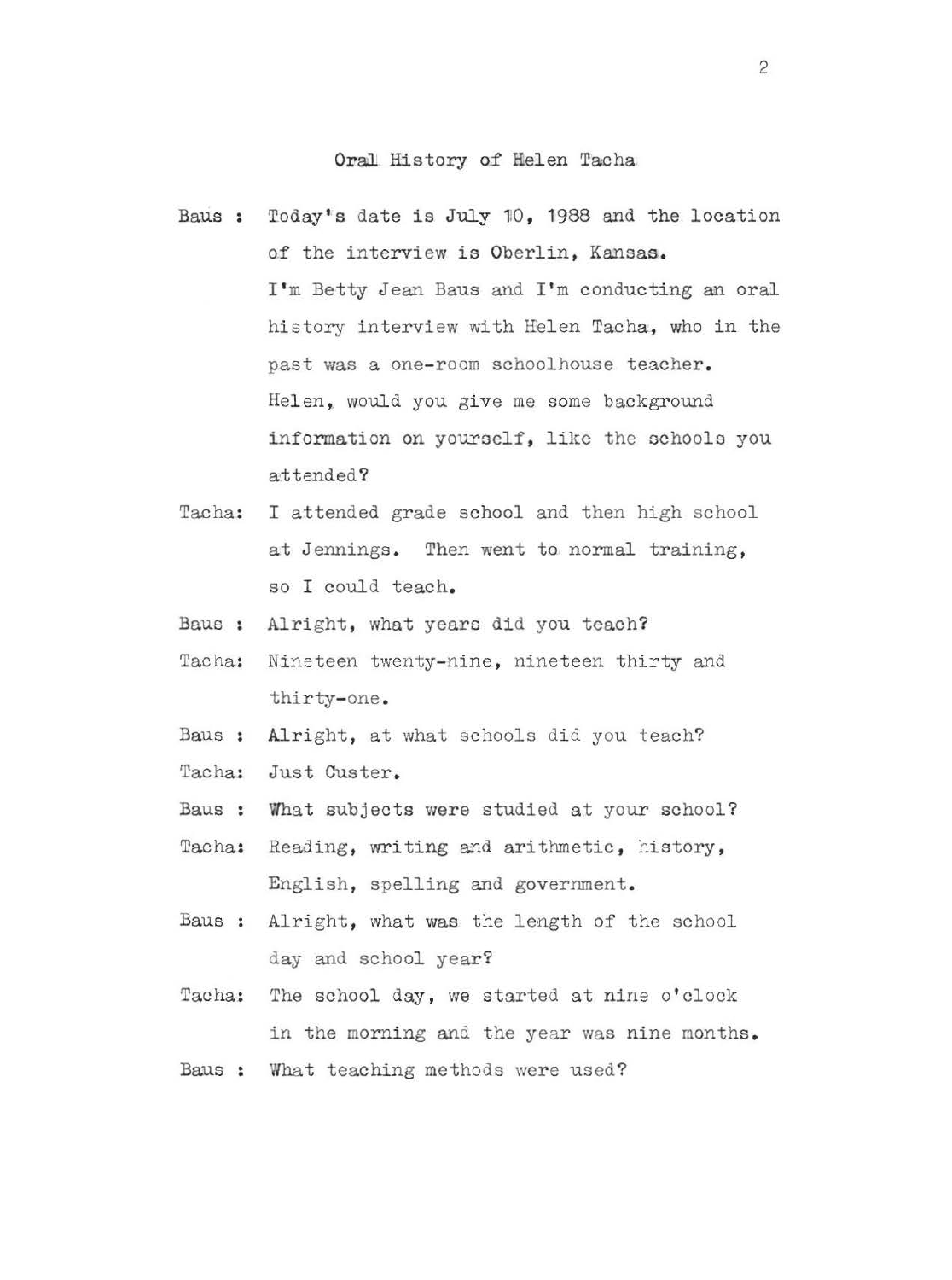# Oral History of Helen Tacha

**Baus :** Today's date is July 10, 1988 and the location of the interview is Oberlin, Kansas.
I'm Betty Jean Baus and I'm conducting an oral history interview with Helen Tacha, who in the past was a one-room schoolhouse teacher.
Helen, would you give me some background information on yourself, like the schools you attended?

**Tacha:** I attended grade school and then high school at Jennings. Then went to normal training, so I could teach.

**Baus :** Alright, what years did you teach?

**Tacha:** Nineteen twenty-nine, nineteen thirty and thirty-one.

**Baus :** Alright, at what schools did you teach?

**Tacha:** Just Custer.

**Baus :** What subjects were studied at your school?

**Tacha:** Reading, writing and arithmetic, history, English, spelling and government.

**Baus :** Alright, what was the length of the school day and school year?

**Tacha:** The school day, we started at nine o'clock in the morning and the year was nine months.

**Baus :** What teaching methods were used?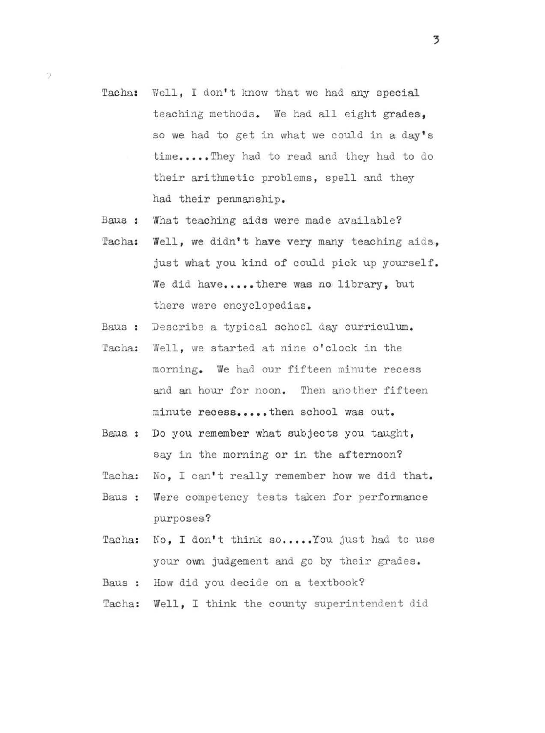Tacha: Well, I don't know that we had any special teaching methods. We had all eight grades, so we had to get in what we could in a day's time.....They had to read and they had to do their arithmetic problems, spell and they had their penmanship.

Baus : What teaching aids were made available?

Tacha: Well, we didn't have very many teaching aids, just what you kind of could pick up yourself. We did have.....there was no library, but there were encyclopedias.

Baus : Describe a typical school day curriculum.

Tacha: Well, we started at nine o'clock in the morning. We had our fifteen minute recess and an hour for noon. Then another fifteen minute recess.....then school was out.

Baus : Do you remember what subjects you taught, say in the morning or in the afternoon?

Tacha: No, I can't really remember how we did that.

Baus : Were competency tests taken for performance purposes?

Tacha: No, I don't think so.....You just had to use your own judgement and go by their grades.

Baus : How did you decide on a textbook?

Tacha: Well, I think the county superintendent did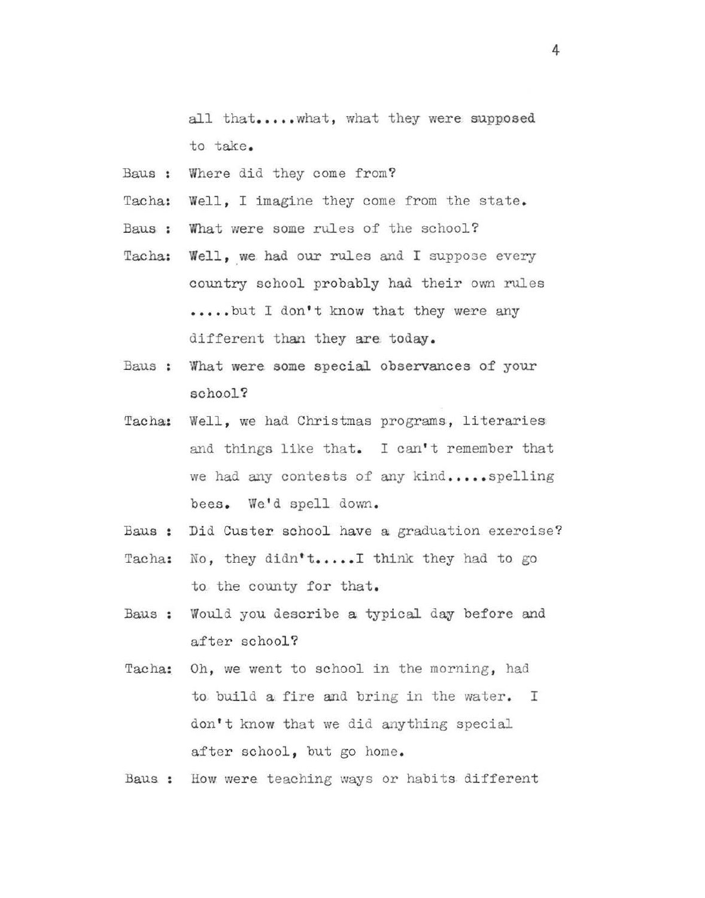all that.....what, what they were supposed to take.

Baus : Where did they come from?

Tacha: Well, I imagine they come from the state.

Baus : What were some rules of the school?

Tacha: Well, we had our rules and I suppose every country school probably had their own rules .....but I don't know that they were any different than they are today.

Baus : What were some special observances of your school?

Tacha: Well, we had Christmas programs, literaries and things like that. I can't remember that we had any contests of any kind.....spelling bees. We'd spell down.

Baus : Did Custer school have a graduation exercise?

Tacha: No, they didn't.....I think they had to go to the county for that.

Baus : Would you describe a typical day before and after school?

Tacha: Oh, we went to school in the morning, had to build a fire and bring in the water. I don't know that we did anything special after school, but go home.

Baus : How were teaching ways or habits different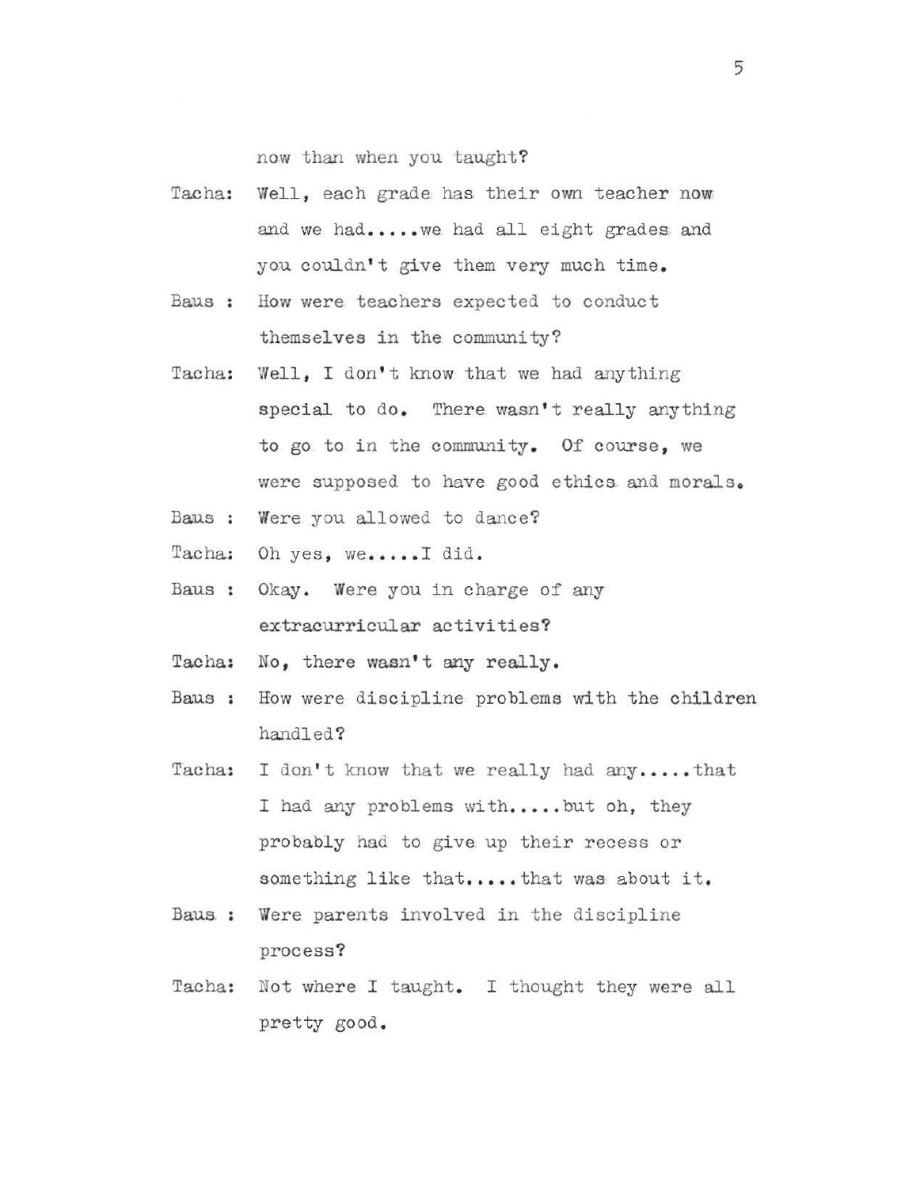now than when you taught?

Tacha: Well, each grade has their own teacher now and we had.....we had all eight grades and you couldn't give them very much time.

Baus : How were teachers expected to conduct themselves in the community?

Tacha: Well, I don't know that we had anything special to do. There wasn't really anything to go to in the community. Of course, we were supposed to have good ethics and morals.

Baus : Were you allowed to dance?

Tacha: Oh yes, we.....I did.

Baus : Okay. Were you in charge of any extracurricular activities?

Tacha: No, there wasn't any really.

Baus : How were discipline problems with the children handled?

Tacha: I don't know that we really had any.....that I had any problems with.....but oh, they probably had to give up their recess or something like that.....that was about it.

Baus : Were parents involved in the discipline process?

Tacha: Not where I taught. I thought they were all pretty good.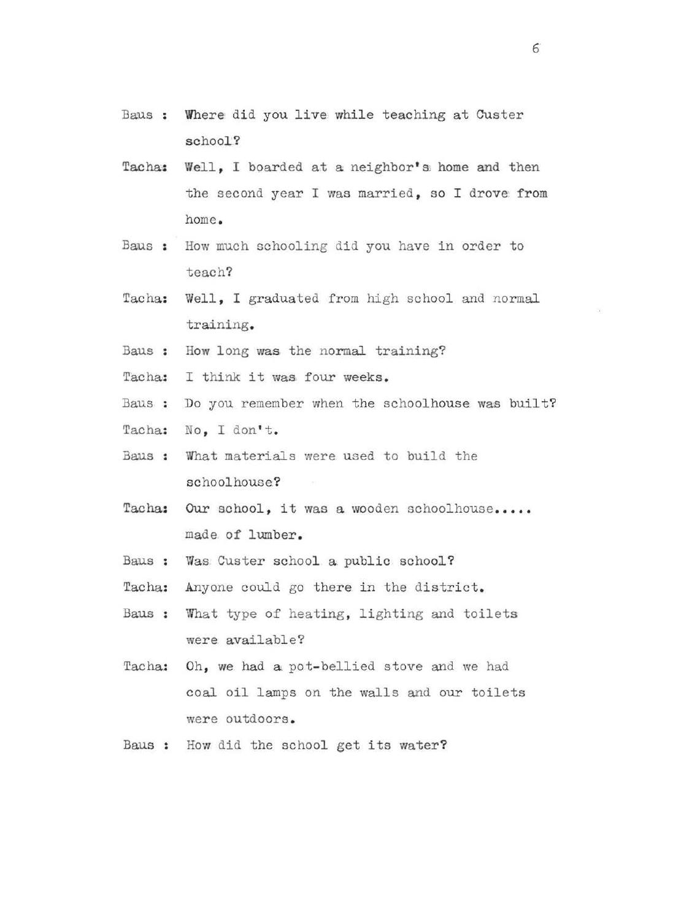Baus : Where did you live while teaching at Custer school?

Tacha: Well, I boarded at a neighbor's home and then the second year I was married, so I drove from home.

Baus : How much schooling did you have in order to teach?

Tacha: Well, I graduated from high school and normal training.

Baus : How long was the normal training?

Tacha: I think it was four weeks.

Baus : Do you remember when the schoolhouse was built?

Tacha: No, I don't.

Baus : What materials were used to build the schoolhouse?

Tacha: Our school, it was a wooden schoolhouse..... made of lumber.

Baus : Was Custer school a public school?

Tacha: Anyone could go there in the district.

Baus : What type of heating, lighting and toilets were available?

Tacha: Oh, we had a pot-bellied stove and we had coal oil lamps on the walls and our toilets were outdoors.

Baus : How did the school get its water?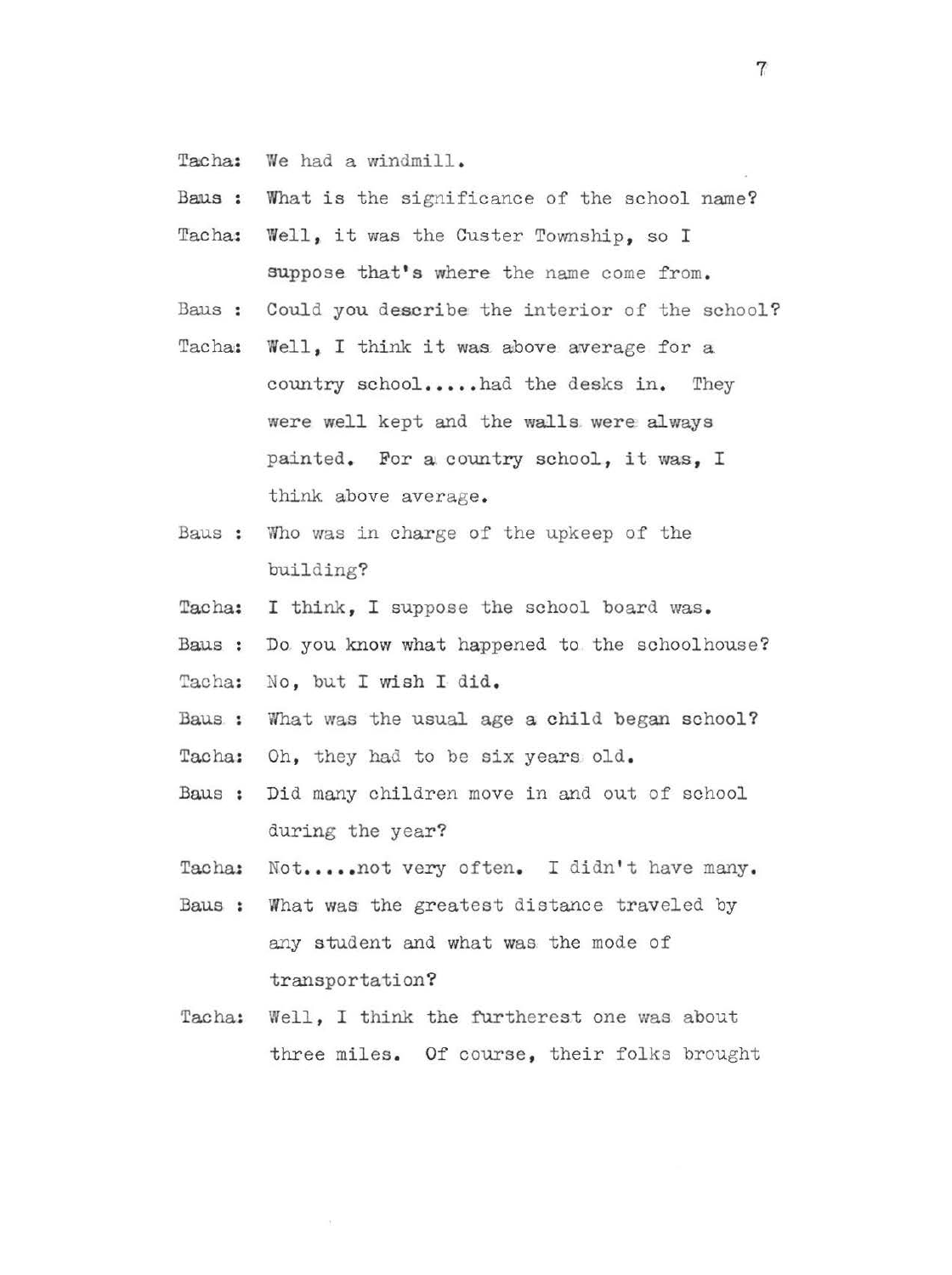Tacha: We had a windmill.

Baus : What is the significance of the school name?

Tacha: Well, it was the Custer Township, so I suppose that's where the name come from.

Baus : Could you describe the interior of the school?

Tacha: Well, I think it was above average for a country school.....had the desks in. They were well kept and the walls were always painted. For a country school, it was, I think above average.

Baus : Who was in charge of the upkeep of the building?

Tacha: I think, I suppose the school board was.

Baus : Do you know what happened to the schoolhouse?

Tacha: No, but I wish I did.

Baus : What was the usual age a child began school?

Tacha: Oh, they had to be six years old.

Baus : Did many children move in and out of school during the year?

Tacha: Not.....not very often. I didn't have many.

Baus : What was the greatest distance traveled by any student and what was the mode of transportation?

Tacha: Well, I think the furtherest one was about three miles. Of course, their folks brought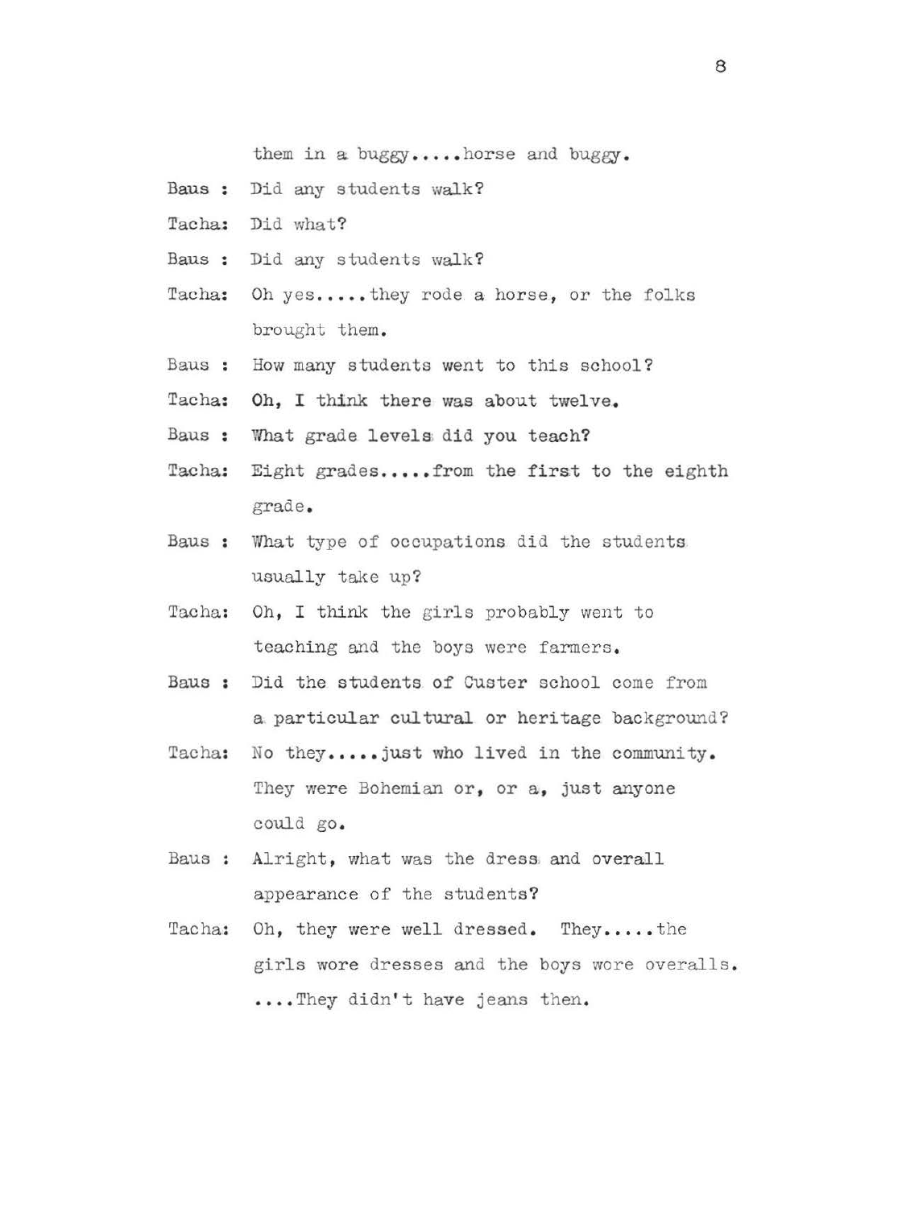them in a buggy.....horse and buggy.

Baus : Did any students walk?

Tacha: Did what?

Baus : Did any students walk?

Tacha: Oh yes.....they rode a horse, or the folks brought them.

Baus : How many students went to this school?

Tacha: Oh, I think there was about twelve.

Baus : What grade levels did you teach?

Tacha: Eight grades.....from the first to the eighth grade.

Baus : What type of occupations did the students usually take up?

Tacha: Oh, I think the girls probably went to teaching and the boys were farmers.

Baus : Did the students of Custer school come from a particular cultural or heritage background?

Tacha: No they.....just who lived in the community. They were Bohemian or, or a, just anyone could go.

Baus : Alright, what was the dress and overall appearance of the students?

Tacha: Oh, they were well dressed. They.....the girls wore dresses and the boys wore overalls. ....They didn't have jeans then.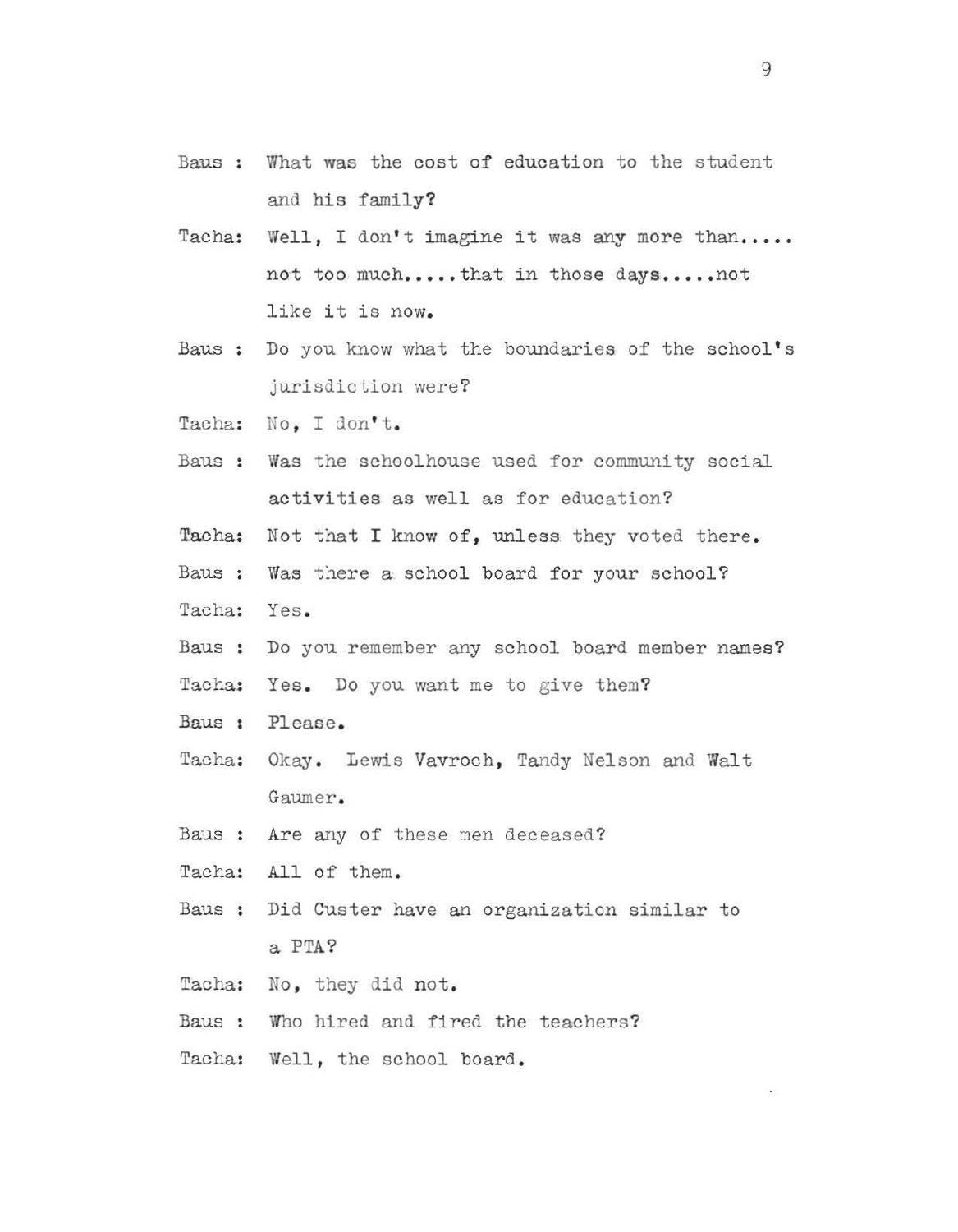Baus : What was the cost of education to the student and his family?

Tacha: Well, I don't imagine it was any more than..... not too much.....that in those days.....not like it is now.

Baus : Do you know what the boundaries of the school's jurisdiction were?

Tacha: No, I don't.

Baus : Was the schoolhouse used for community social activities as well as for education?

Tacha: Not that I know of, unless they voted there.

Baus : Was there a school board for your school?

Tacha: Yes.

Baus : Do you remember any school board member names?

Tacha: Yes. Do you want me to give them?

Baus : Please.

Tacha: Okay. Lewis Vavroch, Tandy Nelson and Walt Gaumer.

Baus : Are any of these men deceased?

Tacha: All of them.

Baus : Did Custer have an organization similar to a PTA?

Tacha: No, they did not.

Baus : Who hired and fired the teachers?

Tacha: Well, the school board.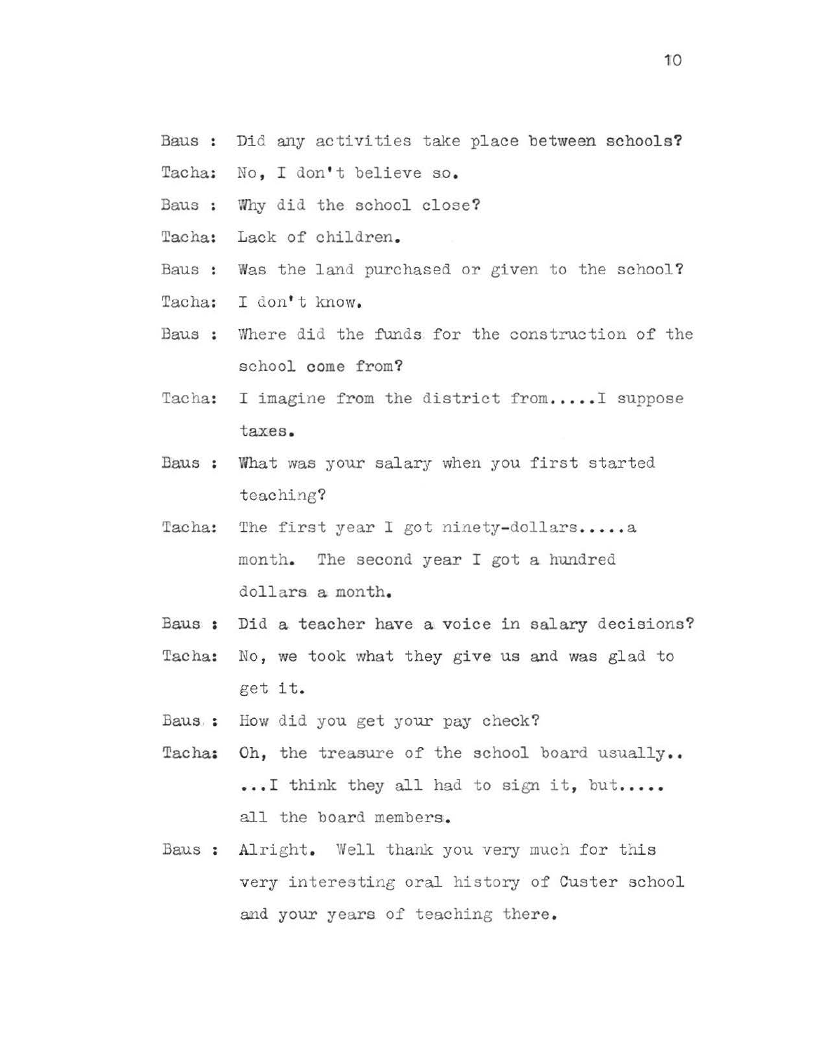Baus : Did any activities take place between schools?

Tacha: No, I don't believe so.

Baus : Why did the school close?

Tacha: Lack of children.

Baus : Was the land purchased or given to the school?

Tacha: I don't know.

Baus : Where did the funds for the construction of the school come from?

Tacha: I imagine from the district from.....I suppose taxes.

Baus : What was your salary when you first started teaching?

Tacha: The first year I got ninety-dollars.....a month. The second year I got a hundred dollars a month.

Baus : Did a teacher have a voice in salary decisions?

Tacha: No, we took what they give us and was glad to get it.

Baus : How did you get your pay check?

Tacha: Oh, the treasure of the school board usually.. ...I think they all had to sign it, but..... all the board members.

Baus : Alright. Well thank you very much for this very interesting oral history of Custer school and your years of teaching there.